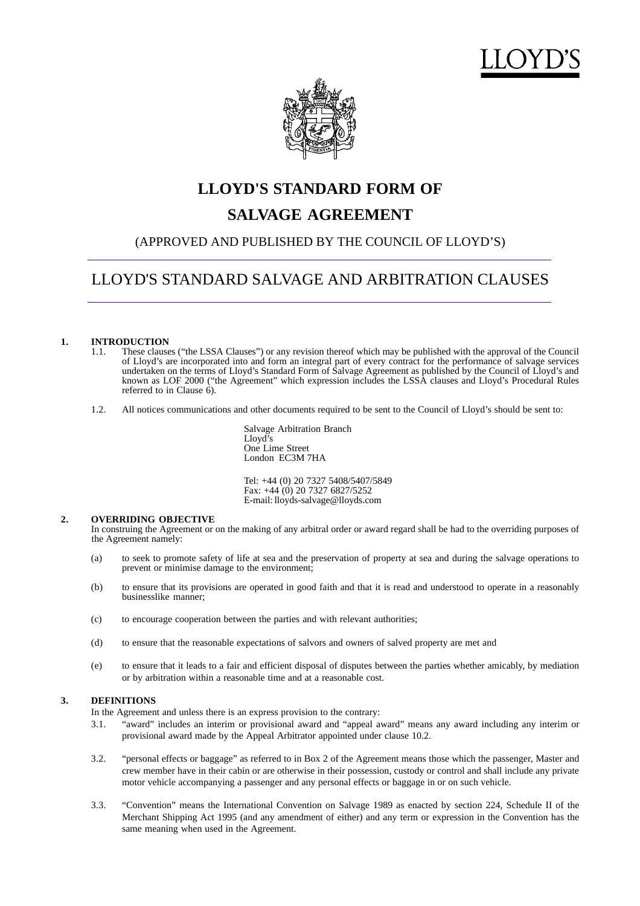LLOYD'S

# LLOYD'S STANDARD FORM OF

# SALVAGE AGREEMENT

(APPROVED AND PUBLISHED BY THE COUNCIL OF LLOYD'S)

## LLOYD'S STANDARD SALVAGE AND ARBITRATION CLAUSES

### 1. INTRODUCTION

1.1. These clauses ("the LSSA Clauses") or any revision thereof which may be published with the approval of the Council of Lloyd's are incorporated into and form an integral part of every contract for the performance of salvage services undertaken on the terms of Lloyd's Standard Form of Salvage Agreement as published by the Council of Lloyd's and known as LOF 2000 ("the Agreement" which expression includes the LSSA clauses and Lloyd's Procedural Rules referred to in Clause 6).

1.2. All notices communications and other documents required to be sent to the Council of Lloyd's should be sent to:

Salvage Arbitration Branch
Lloyd's
One Lime Street
London EC3M 7HA

Tel: +44 (0) 20 7327 5408/5407/5849
Fax: +44 (0) 20 7327 6827/5252
E-mail: lloyds-salvage@lloyds.com

### 2. OVERRIDING OBJECTIVE

In construing the Agreement or on the making of any arbitral order or award regard shall be had to the overriding purposes of the Agreement namely:

(a) to seek to promote safety of life at sea and the preservation of property at sea and during the salvage operations to prevent or minimise damage to the environment;

(b) to ensure that its provisions are operated in good faith and that it is read and understood to operate in a reasonably businesslike manner;

(c) to encourage cooperation between the parties and with relevant authorities;

(d) to ensure that the reasonable expectations of salvors and owners of salved property are met and

(e) to ensure that it leads to a fair and efficient disposal of disputes between the parties whether amicably, by mediation or by arbitration within a reasonable time and at a reasonable cost.

### 3. DEFINITIONS

In the Agreement and unless there is an express provision to the contrary:

3.1. "award" includes an interim or provisional award and "appeal award" means any award including any interim or provisional award made by the Appeal Arbitrator appointed under clause 10.2.

3.2. "personal effects or baggage" as referred to in Box 2 of the Agreement means those which the passenger, Master and crew member have in their cabin or are otherwise in their possession, custody or control and shall include any private motor vehicle accompanying a passenger and any personal effects or baggage in or on such vehicle.

3.3. "Convention" means the International Convention on Salvage 1989 as enacted by section 224, Schedule II of the Merchant Shipping Act 1995 (and any amendment of either) and any term or expression in the Convention has the same meaning when used in the Agreement.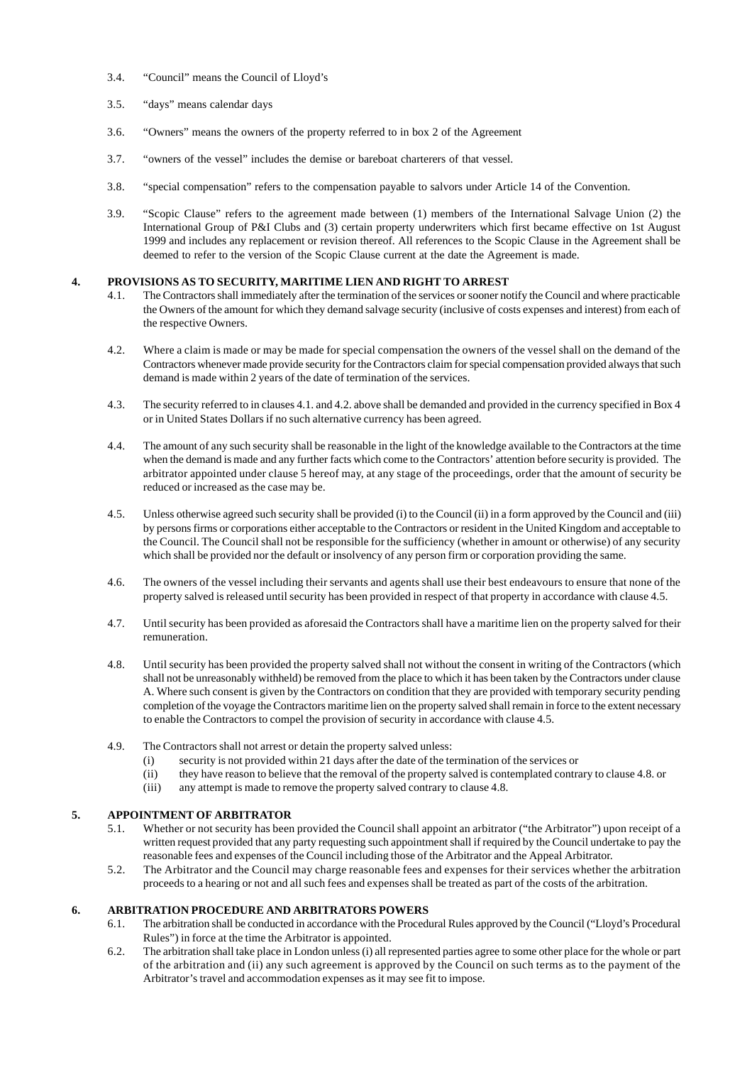3.4. "Council" means the Council of Lloyd's

3.5. "days" means calendar days

3.6. "Owners" means the owners of the property referred to in box 2 of the Agreement

3.7. "owners of the vessel" includes the demise or bareboat charterers of that vessel.

3.8. "special compensation" refers to the compensation payable to salvors under Article 14 of the Convention.

3.9. "Scopic Clause" refers to the agreement made between (1) members of the International Salvage Union (2) the International Group of P&I Clubs and (3) certain property underwriters which first became effective on 1st August 1999 and includes any replacement or revision thereof. All references to the Scopic Clause in the Agreement shall be deemed to refer to the version of the Scopic Clause current at the date the Agreement is made.

## 4. PROVISIONS AS TO SECURITY, MARITIME LIEN AND RIGHT TO ARREST

4.1. The Contractors shall immediately after the termination of the services or sooner notify the Council and where practicable the Owners of the amount for which they demand salvage security (inclusive of costs expenses and interest) from each of the respective Owners.

4.2. Where a claim is made or may be made for special compensation the owners of the vessel shall on the demand of the Contractors whenever made provide security for the Contractors claim for special compensation provided always that such demand is made within 2 years of the date of termination of the services.

4.3. The security referred to in clauses 4.1. and 4.2. above shall be demanded and provided in the currency specified in Box 4 or in United States Dollars if no such alternative currency has been agreed.

4.4. The amount of any such security shall be reasonable in the light of the knowledge available to the Contractors at the time when the demand is made and any further facts which come to the Contractors' attention before security is provided. The arbitrator appointed under clause 5 hereof may, at any stage of the proceedings, order that the amount of security be reduced or increased as the case may be.

4.5. Unless otherwise agreed such security shall be provided (i) to the Council (ii) in a form approved by the Council and (iii) by persons firms or corporations either acceptable to the Contractors or resident in the United Kingdom and acceptable to the Council. The Council shall not be responsible for the sufficiency (whether in amount or otherwise) of any security which shall be provided nor the default or insolvency of any person firm or corporation providing the same.

4.6. The owners of the vessel including their servants and agents shall use their best endeavours to ensure that none of the property salved is released until security has been provided in respect of that property in accordance with clause 4.5.

4.7. Until security has been provided as aforesaid the Contractors shall have a maritime lien on the property salved for their remuneration.

4.8. Until security has been provided the property salved shall not without the consent in writing of the Contractors (which shall not be unreasonably withheld) be removed from the place to which it has been taken by the Contractors under clause A. Where such consent is given by the Contractors on condition that they are provided with temporary security pending completion of the voyage the Contractors maritime lien on the property salved shall remain in force to the extent necessary to enable the Contractors to compel the provision of security in accordance with clause 4.5.

4.9. The Contractors shall not arrest or detain the property salved unless:
   (i) security is not provided within 21 days after the date of the termination of the services or
   (ii) they have reason to believe that the removal of the property salved is contemplated contrary to clause 4.8. or
   (iii) any attempt is made to remove the property salved contrary to clause 4.8.

## 5. APPOINTMENT OF ARBITRATOR

5.1. Whether or not security has been provided the Council shall appoint an arbitrator ("the Arbitrator") upon receipt of a written request provided that any party requesting such appointment shall if required by the Council undertake to pay the reasonable fees and expenses of the Council including those of the Arbitrator and the Appeal Arbitrator.

5.2. The Arbitrator and the Council may charge reasonable fees and expenses for their services whether the arbitration proceeds to a hearing or not and all such fees and expenses shall be treated as part of the costs of the arbitration.

## 6. ARBITRATION PROCEDURE AND ARBITRATORS POWERS

6.1. The arbitration shall be conducted in accordance with the Procedural Rules approved by the Council ("Lloyd's Procedural Rules") in force at the time the Arbitrator is appointed.

6.2. The arbitration shall take place in London unless (i) all represented parties agree to some other place for the whole or part of the arbitration and (ii) any such agreement is approved by the Council on such terms as to the payment of the Arbitrator's travel and accommodation expenses as it may see fit to impose.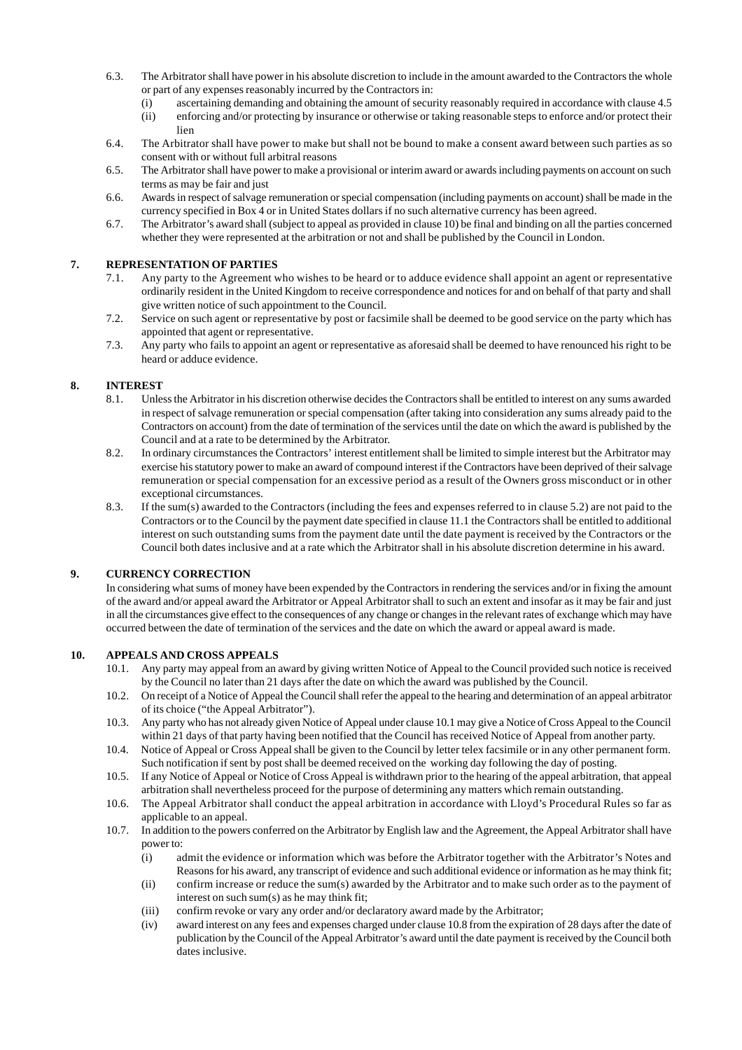6.3. The Arbitrator shall have power in his absolute discretion to include in the amount awarded to the Contractors the whole or part of any expenses reasonably incurred by the Contractors in:

(i) ascertaining demanding and obtaining the amount of security reasonably required in accordance with clause 4.5

(ii) enforcing and/or protecting by insurance or otherwise or taking reasonable steps to enforce and/or protect their lien

6.4. The Arbitrator shall have power to make but shall not be bound to make a consent award between such parties as so consent with or without full arbitral reasons

6.5. The Arbitrator shall have power to make a provisional or interim award or awards including payments on account on such terms as may be fair and just

6.6. Awards in respect of salvage remuneration or special compensation (including payments on account) shall be made in the currency specified in Box 4 or in United States dollars if no such alternative currency has been agreed.

6.7. The Arbitrator's award shall (subject to appeal as provided in clause 10) be final and binding on all the parties concerned whether they were represented at the arbitration or not and shall be published by the Council in London.

## 7. REPRESENTATION OF PARTIES

7.1. Any party to the Agreement who wishes to be heard or to adduce evidence shall appoint an agent or representative ordinarily resident in the United Kingdom to receive correspondence and notices for and on behalf of that party and shall give written notice of such appointment to the Council.

7.2. Service on such agent or representative by post or facsimile shall be deemed to be good service on the party which has appointed that agent or representative.

7.3. Any party who fails to appoint an agent or representative as aforesaid shall be deemed to have renounced his right to be heard or adduce evidence.

## 8. INTEREST

8.1. Unless the Arbitrator in his discretion otherwise decides the Contractors shall be entitled to interest on any sums awarded in respect of salvage remuneration or special compensation (after taking into consideration any sums already paid to the Contractors on account) from the date of termination of the services until the date on which the award is published by the Council and at a rate to be determined by the Arbitrator.

8.2. In ordinary circumstances the Contractors' interest entitlement shall be limited to simple interest but the Arbitrator may exercise his statutory power to make an award of compound interest if the Contractors have been deprived of their salvage remuneration or special compensation for an excessive period as a result of the Owners gross misconduct or in other exceptional circumstances.

8.3. If the sum(s) awarded to the Contractors (including the fees and expenses referred to in clause 5.2) are not paid to the Contractors or to the Council by the payment date specified in clause 11.1 the Contractors shall be entitled to additional interest on such outstanding sums from the payment date until the date payment is received by the Contractors or the Council both dates inclusive and at a rate which the Arbitrator shall in his absolute discretion determine in his award.

## 9. CURRENCY CORRECTION

In considering what sums of money have been expended by the Contractors in rendering the services and/or in fixing the amount of the award and/or appeal award the Arbitrator or Appeal Arbitrator shall to such an extent and insofar as it may be fair and just in all the circumstances give effect to the consequences of any change or changes in the relevant rates of exchange which may have occurred between the date of termination of the services and the date on which the award or appeal award is made.

## 10. APPEALS AND CROSS APPEALS

10.1. Any party may appeal from an award by giving written Notice of Appeal to the Council provided such notice is received by the Council no later than 21 days after the date on which the award was published by the Council.

10.2. On receipt of a Notice of Appeal the Council shall refer the appeal to the hearing and determination of an appeal arbitrator of its choice ("the Appeal Arbitrator").

10.3. Any party who has not already given Notice of Appeal under clause 10.1 may give a Notice of Cross Appeal to the Council within 21 days of that party having been notified that the Council has received Notice of Appeal from another party.

10.4. Notice of Appeal or Cross Appeal shall be given to the Council by letter telex facsimile or in any other permanent form. Such notification if sent by post shall be deemed received on the working day following the day of posting.

10.5. If any Notice of Appeal or Notice of Cross Appeal is withdrawn prior to the hearing of the appeal arbitration, that appeal arbitration shall nevertheless proceed for the purpose of determining any matters which remain outstanding.

10.6. The Appeal Arbitrator shall conduct the appeal arbitration in accordance with Lloyd's Procedural Rules so far as applicable to an appeal.

10.7. In addition to the powers conferred on the Arbitrator by English law and the Agreement, the Appeal Arbitrator shall have power to:

(i) admit the evidence or information which was before the Arbitrator together with the Arbitrator's Notes and Reasons for his award, any transcript of evidence and such additional evidence or information as he may think fit;

(ii) confirm increase or reduce the sum(s) awarded by the Arbitrator and to make such order as to the payment of interest on such sum(s) as he may think fit;

(iii) confirm revoke or vary any order and/or declaratory award made by the Arbitrator;

(iv) award interest on any fees and expenses charged under clause 10.8 from the expiration of 28 days after the date of publication by the Council of the Appeal Arbitrator's award until the date payment is received by the Council both dates inclusive.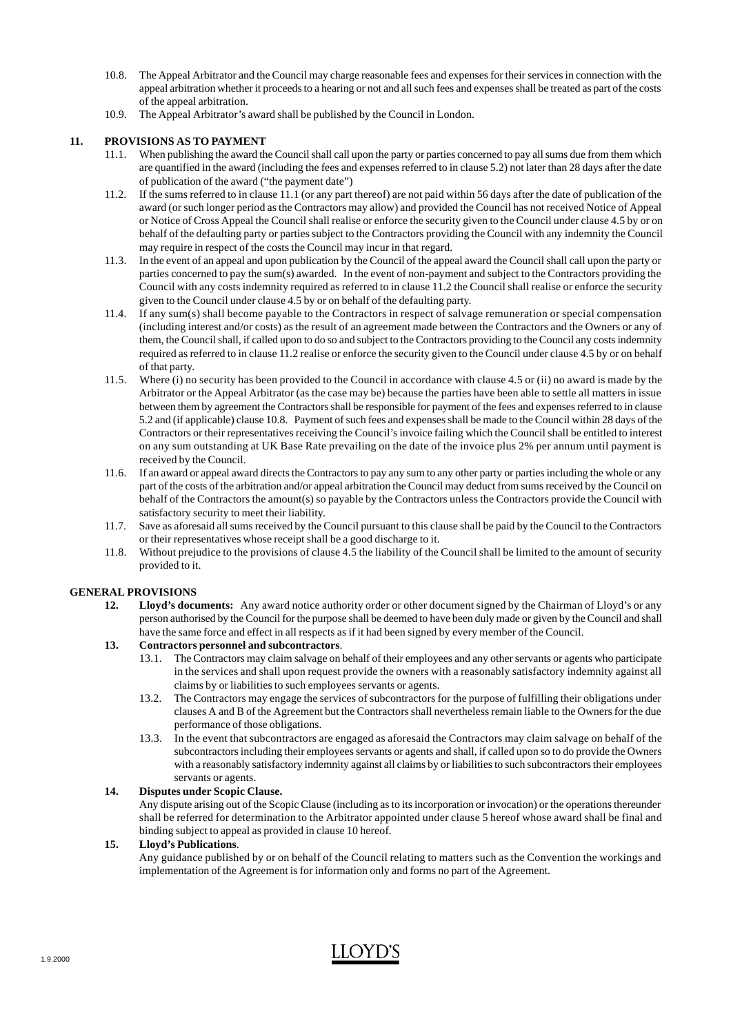10.8. The Appeal Arbitrator and the Council may charge reasonable fees and expenses for their services in connection with the appeal arbitration whether it proceeds to a hearing or not and all such fees and expenses shall be treated as part of the costs of the appeal arbitration.

10.9. The Appeal Arbitrator's award shall be published by the Council in London.

## 11. PROVISIONS AS TO PAYMENT

11.1. When publishing the award the Council shall call upon the party or parties concerned to pay all sums due from them which are quantified in the award (including the fees and expenses referred to in clause 5.2) not later than 28 days after the date of publication of the award ("the payment date")

11.2. If the sums referred to in clause 11.1 (or any part thereof) are not paid within 56 days after the date of publication of the award (or such longer period as the Contractors may allow) and provided the Council has not received Notice of Appeal or Notice of Cross Appeal the Council shall realise or enforce the security given to the Council under clause 4.5 by or on behalf of the defaulting party or parties subject to the Contractors providing the Council with any indemnity the Council may require in respect of the costs the Council may incur in that regard.

11.3. In the event of an appeal and upon publication by the Council of the appeal award the Council shall call upon the party or parties concerned to pay the sum(s) awarded. In the event of non-payment and subject to the Contractors providing the Council with any costs indemnity required as referred to in clause 11.2 the Council shall realise or enforce the security given to the Council under clause 4.5 by or on behalf of the defaulting party.

11.4. If any sum(s) shall become payable to the Contractors in respect of salvage remuneration or special compensation (including interest and/or costs) as the result of an agreement made between the Contractors and the Owners or any of them, the Council shall, if called upon to do so and subject to the Contractors providing to the Council any costs indemnity required as referred to in clause 11.2 realise or enforce the security given to the Council under clause 4.5 by or on behalf of that party.

11.5. Where (i) no security has been provided to the Council in accordance with clause 4.5 or (ii) no award is made by the Arbitrator or the Appeal Arbitrator (as the case may be) because the parties have been able to settle all matters in issue between them by agreement the Contractors shall be responsible for payment of the fees and expenses referred to in clause 5.2 and (if applicable) clause 10.8. Payment of such fees and expenses shall be made to the Council within 28 days of the Contractors or their representatives receiving the Council's invoice failing which the Council shall be entitled to interest on any sum outstanding at UK Base Rate prevailing on the date of the invoice plus 2% per annum until payment is received by the Council.

11.6. If an award or appeal award directs the Contractors to pay any sum to any other party or parties including the whole or any part of the costs of the arbitration and/or appeal arbitration the Council may deduct from sums received by the Council on behalf of the Contractors the amount(s) so payable by the Contractors unless the Contractors provide the Council with satisfactory security to meet their liability.

11.7. Save as aforesaid all sums received by the Council pursuant to this clause shall be paid by the Council to the Contractors or their representatives whose receipt shall be a good discharge to it.

11.8. Without prejudice to the provisions of clause 4.5 the liability of the Council shall be limited to the amount of security provided to it.

## GENERAL PROVISIONS

**12. Lloyd's documents:** Any award notice authority order or other document signed by the Chairman of Lloyd's or any person authorised by the Council for the purpose shall be deemed to have been duly made or given by the Council and shall have the same force and effect in all respects as if it had been signed by every member of the Council.

**13. Contractors personnel and subcontractors**.

13.1. The Contractors may claim salvage on behalf of their employees and any other servants or agents who participate in the services and shall upon request provide the owners with a reasonably satisfactory indemnity against all claims by or liabilities to such employees servants or agents.

13.2. The Contractors may engage the services of subcontractors for the purpose of fulfilling their obligations under clauses A and B of the Agreement but the Contractors shall nevertheless remain liable to the Owners for the due performance of those obligations.

13.3. In the event that subcontractors are engaged as aforesaid the Contractors may claim salvage on behalf of the subcontractors including their employees servants or agents and shall, if called upon so to do provide the Owners with a reasonably satisfactory indemnity against all claims by or liabilities to such subcontractors their employees servants or agents.

**14. Disputes under Scopic Clause.**

Any dispute arising out of the Scopic Clause (including as to its incorporation or invocation) or the operations thereunder shall be referred for determination to the Arbitrator appointed under clause 5 hereof whose award shall be final and binding subject to appeal as provided in clause 10 hereof.

**15. Lloyd's Publications**.

Any guidance published by or on behalf of the Council relating to matters such as the Convention the workings and implementation of the Agreement is for information only and forms no part of the Agreement.